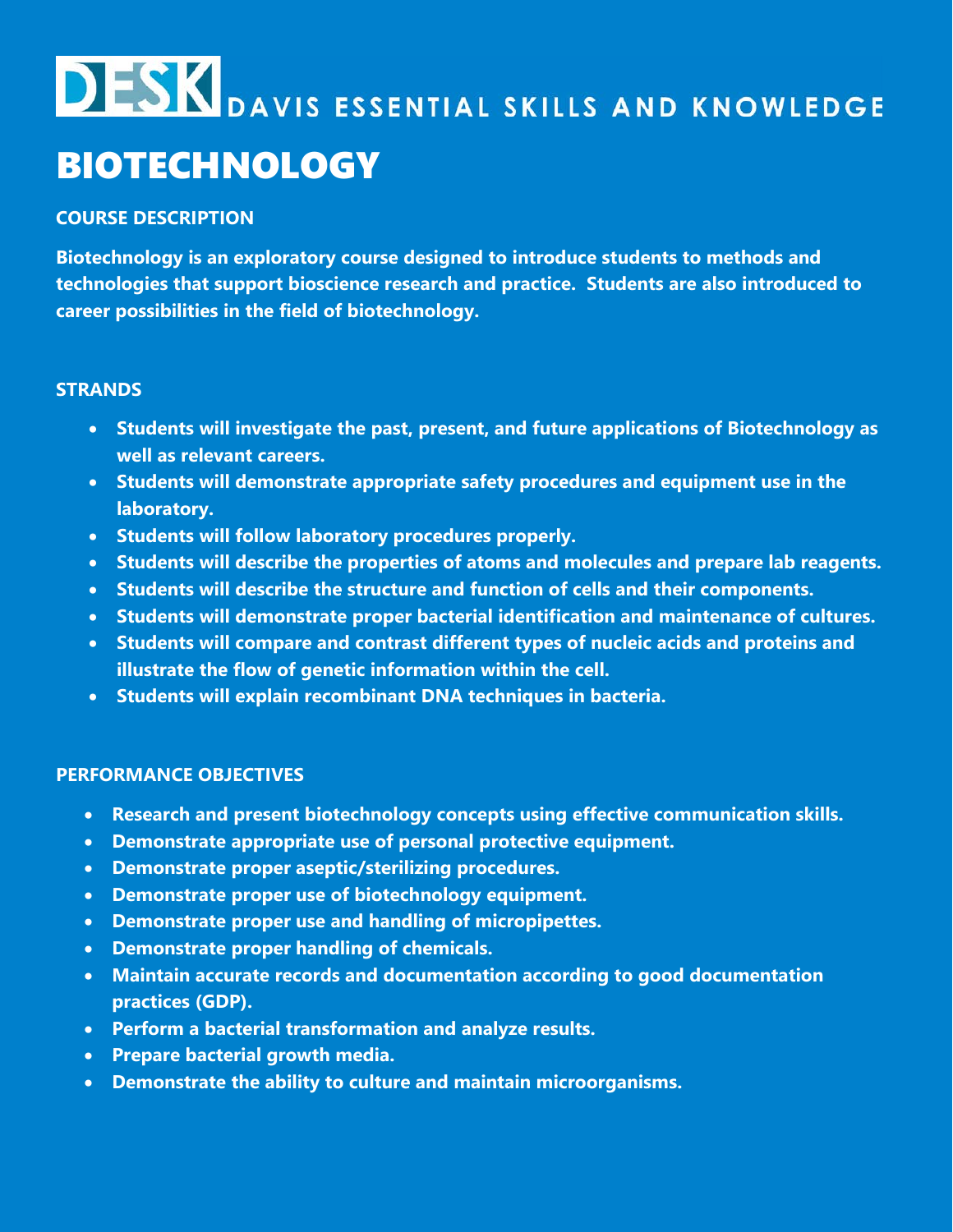# DESK DAVIS ESSENTIAL SKILLS AND KNOWLEDGE

# BIOTECHNOLOGY

## COURSE DESCRIPTION

**Biotechnology is an exploratory course designed to introduce students to methods and technologies that support bioscience research and practice. Students are also introduced to career possibilities in the field of biotechnology.**

## STRANDS

- **Students will investigate the past, present, and future applications of Biotechnology as well as relevant careers.**
- **Students will demonstrate appropriate safety procedures and equipment use in the laboratory.**
- **Students will follow laboratory procedures properly.**
- **Students will describe the properties of atoms and molecules and prepare lab reagents.**
- **Students will describe the structure and function of cells and their components.**
- **Students will demonstrate proper bacterial identification and maintenance of cultures.**
- **Students will compare and contrast different types of nucleic acids and proteins and illustrate the flow of genetic information within the cell.**
- **Students will explain recombinant DNA techniques in bacteria.**

## PERFORMANCE OBJECTIVES

- **Research and present biotechnology concepts using effective communication skills.**
- **Demonstrate appropriate use of personal protective equipment.**
- **Demonstrate proper aseptic/sterilizing procedures.**
- **Demonstrate proper use of biotechnology equipment.**
- **Demonstrate proper use and handling of micropipettes.**
- **Demonstrate proper handling of chemicals.**
- **Maintain accurate records and documentation according to good documentation practices (GDP).**
- **Perform a bacterial transformation and analyze results.**
- **Prepare bacterial growth media.**
- **Demonstrate the ability to culture and maintain microorganisms.**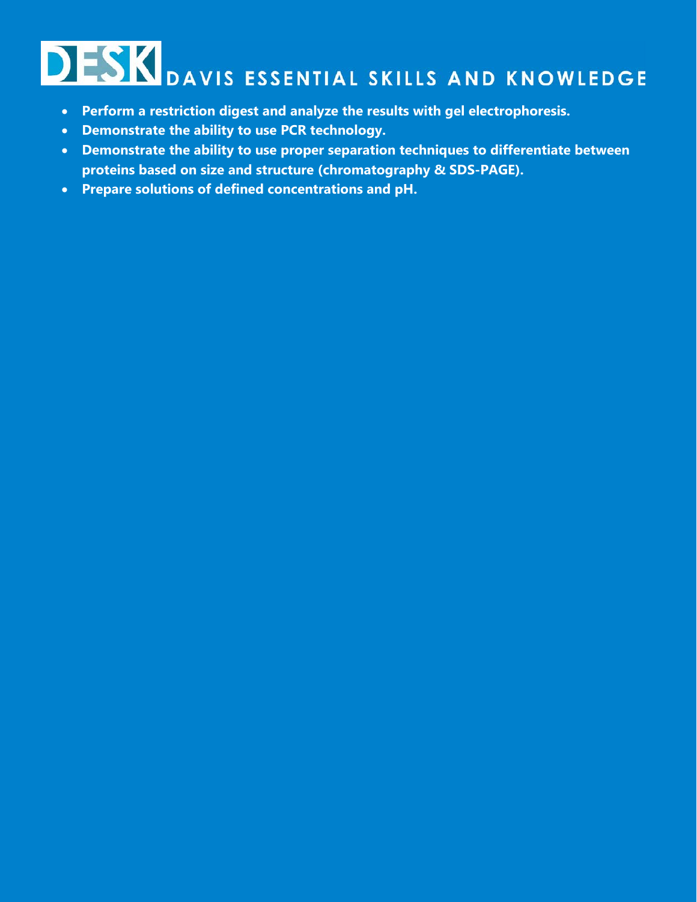# DESK DAVIS ESSENTIAL SKILLS AND KNOWLEDGE

- **Perform a restriction digest and analyze the results with gel electrophoresis.**
- **Demonstrate the ability to use PCR technology.**
- **Demonstrate the ability to use proper separation techniques to differentiate between proteins based on size and structure (chromatography & SDS-PAGE).**
- **Prepare solutions of defined concentrations and pH.**